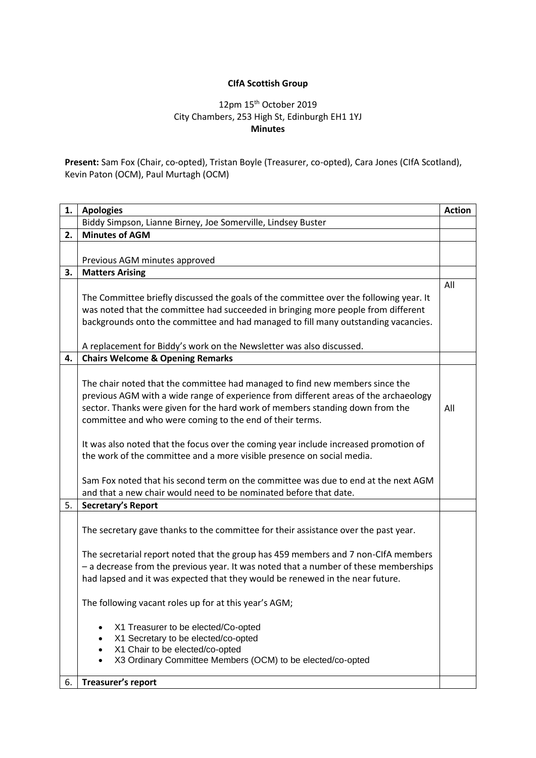**CIfA Scottish Group**

12pm 15th October 2019
City Chambers, 253 High St, Edinburgh EH1 1YJ
**Minutes**

**Present:** Sam Fox (Chair, co-opted), Tristan Boyle (Treasurer, co-opted), Cara Jones (CIfA Scotland), Kevin Paton (OCM), Paul Murtagh (OCM)

| 1. | **Apologies** | **Action** |
|---|---|---|
| | Biddy Simpson, Lianne Birney, Joe Somerville, Lindsey Buster | |
| 2. | **Minutes of AGM** | |
| | Previous AGM minutes approved | |
| 3. | **Matters Arising** | |
| | The Committee briefly discussed the goals of the committee over the following year. It was noted that the committee had succeeded in bringing more people from different backgrounds onto the committee and had managed to fill many outstanding vacancies.<br><br>A replacement for Biddy's work on the Newsletter was also discussed. | All |
| 4. | **Chairs Welcome & Opening Remarks** | |
| | The chair noted that the committee had managed to find new members since the previous AGM with a wide range of experience from different areas of the archaeology sector. Thanks were given for the hard work of members standing down from the committee and who were coming to the end of their terms.<br><br>It was also noted that the focus over the coming year include increased promotion of the work of the committee and a more visible presence on social media.<br><br>Sam Fox noted that his second term on the committee was due to end at the next AGM and that a new chair would need to be nominated before that date. | All |
| 5. | **Secretary's Report** | |
| | The secretary gave thanks to the committee for their assistance over the past year.<br><br>The secretarial report noted that the group has 459 members and 7 non-CIfA members – a decrease from the previous year. It was noted that a number of these memberships had lapsed and it was expected that they would be renewed in the near future.<br><br>The following vacant roles up for at this year's AGM;<br><br>• X1 Treasurer to be elected/Co-opted<br>• X1 Secretary to be elected/co-opted<br>• X1 Chair to be elected/co-opted<br>• X3 Ordinary Committee Members (OCM) to be elected/co-opted | |
| 6. | **Treasurer's report** | |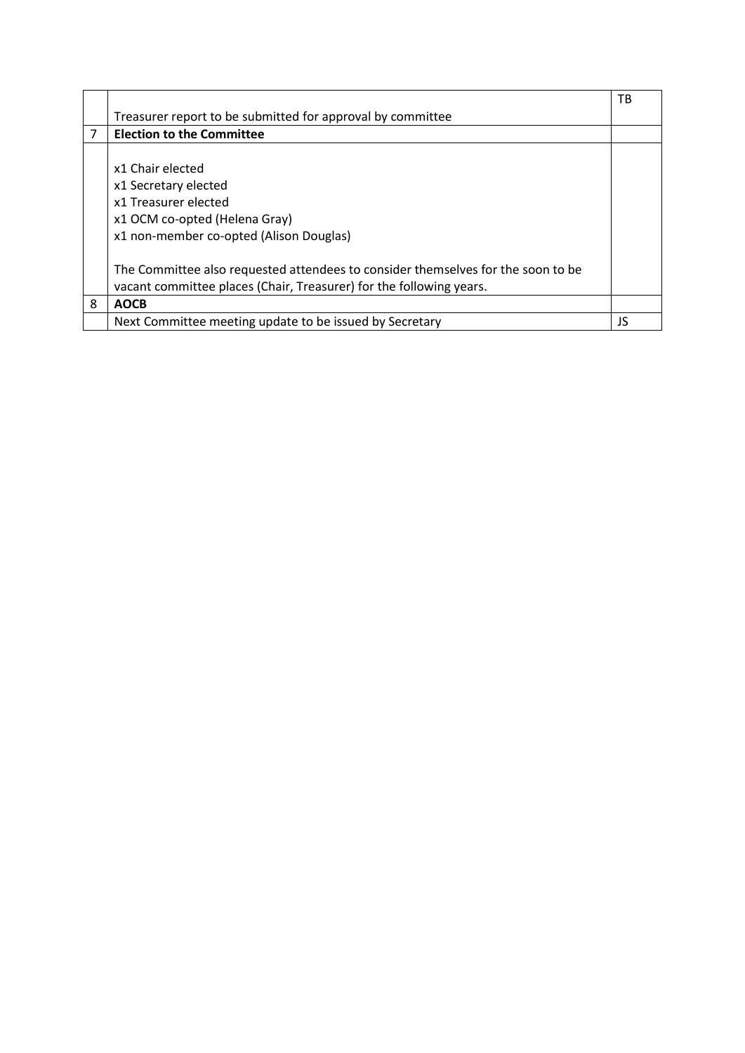| | | |
|---|---|---|
| | Treasurer report to be submitted for approval by committee | TB |
| 7 | **Election to the Committee** | |
| | x1 Chair elected<br>x1 Secretary elected<br>x1 Treasurer elected<br>x1 OCM co-opted (Helena Gray)<br>x1 non-member co-opted (Alison Douglas)<br><br>The Committee also requested attendees to consider themselves for the soon to be vacant committee places (Chair, Treasurer) for the following years. | |
| 8 | **AOCB** | |
| | Next Committee meeting update to be issued by Secretary | JS |